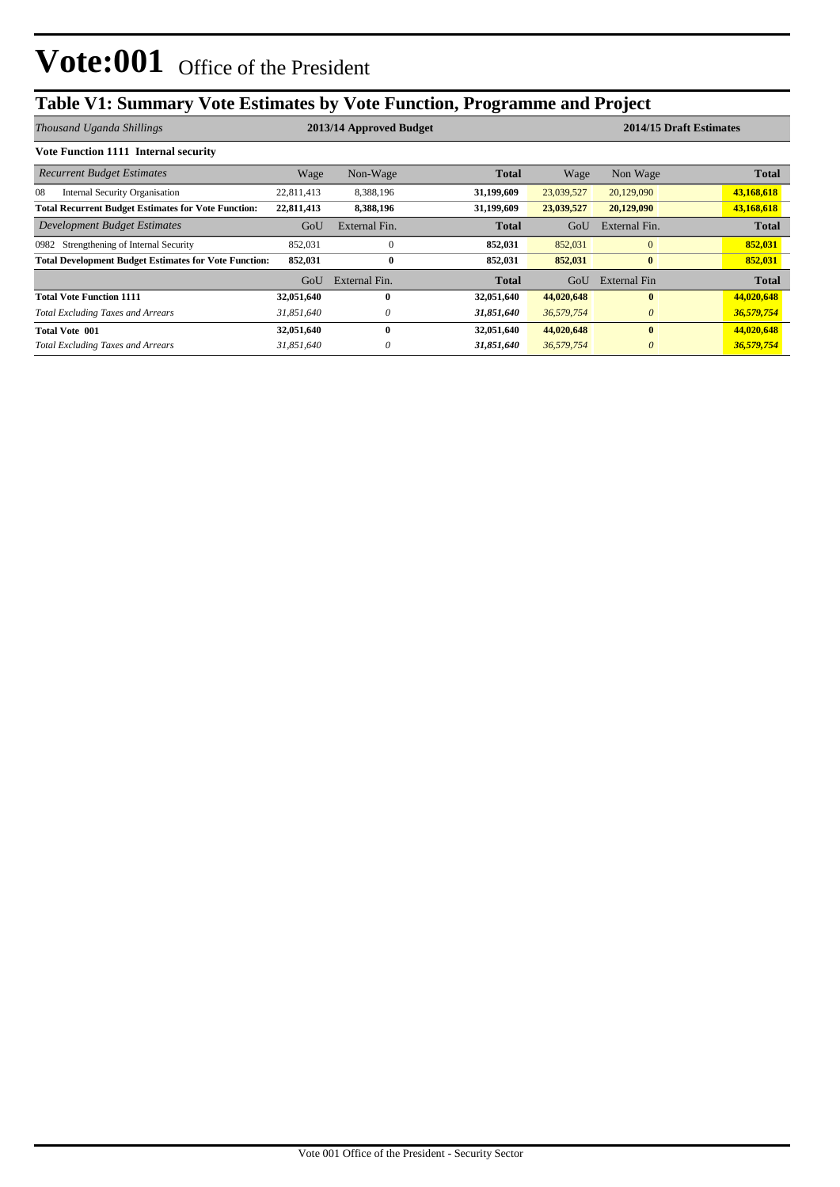# Vote:001 Office of the President

## Table V1: Summary Vote Estimates by Vote Function, Programme and Project

| *Thousand Uganda Shillings* | 2013/14 Approved Budget | | | 2014/15 Draft Estimates | | |
|---|---|---|---|---|---|---|
| **Vote Function 1111 Internal security** | | | | | | |
| *Recurrent Budget Estimates* | Wage | Non-Wage | **Total** | Wage | Non Wage | **Total** |
| 08 Internal Security Organisation | 22,811,413 | 8,388,196 | **31,199,609** | 23,039,527 | 20,129,090 | **43,168,618** |
| **Total Recurrent Budget Estimates for Vote Function:** | **22,811,413** | **8,388,196** | **31,199,609** | **23,039,527** | **20,129,090** | **43,168,618** |
| *Development Budget Estimates* | GoU | External Fin. | **Total** | GoU | External Fin. | **Total** |
| 0982 Strengthening of Internal Security | 852,031 | 0 | **852,031** | 852,031 | 0 | **852,031** |
| **Total Development Budget Estimates for Vote Function:** | **852,031** | **0** | **852,031** | **852,031** | **0** | **852,031** |
| | GoU | External Fin. | **Total** | GoU | External Fin | **Total** |
| **Total Vote Function 1111** | **32,051,640** | **0** | **32,051,640** | **44,020,648** | **0** | **44,020,648** |
| *Total Excluding Taxes and Arrears* | *31,851,640* | *0* | ***31,851,640*** | *36,579,754* | *0* | ***36,579,754*** |
| **Total Vote 001** | **32,051,640** | **0** | **32,051,640** | **44,020,648** | **0** | **44,020,648** |
| *Total Excluding Taxes and Arrears* | *31,851,640* | *0* | ***31,851,640*** | *36,579,754* | *0* | ***36,579,754*** |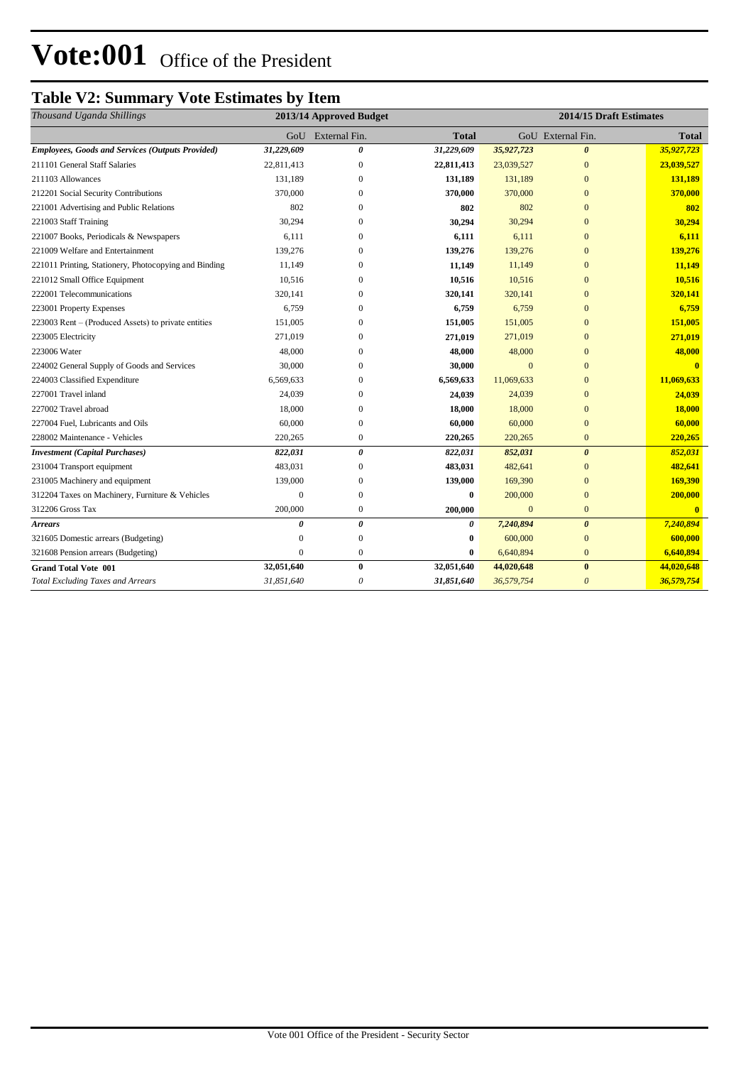# Vote:001 Office of the President

## Table V2: Summary Vote Estimates by Item

| *Thousand Uganda Shillings* | 2013/14 Approved Budget | | | 2014/15 Draft Estimates | | |
|---|---|---|---|---|---|---|
| | GoU | External Fin. | **Total** | GoU | External Fin. | **Total** |
| ***Employees, Goods and Services (Outputs Provided)*** | ***31,229,609*** | ***0*** | ***31,229,609*** | ***35,927,723*** | ***0*** | ***35,927,723*** |
| 211101 General Staff Salaries | 22,811,413 | 0 | **22,811,413** | 23,039,527 | 0 | **23,039,527** |
| 211103 Allowances | 131,189 | 0 | **131,189** | 131,189 | 0 | **131,189** |
| 212201 Social Security Contributions | 370,000 | 0 | **370,000** | 370,000 | 0 | **370,000** |
| 221001 Advertising and Public Relations | 802 | 0 | **802** | 802 | 0 | **802** |
| 221003 Staff Training | 30,294 | 0 | **30,294** | 30,294 | 0 | **30,294** |
| 221007 Books, Periodicals & Newspapers | 6,111 | 0 | **6,111** | 6,111 | 0 | **6,111** |
| 221009 Welfare and Entertainment | 139,276 | 0 | **139,276** | 139,276 | 0 | **139,276** |
| 221011 Printing, Stationery, Photocopying and Binding | 11,149 | 0 | **11,149** | 11,149 | 0 | **11,149** |
| 221012 Small Office Equipment | 10,516 | 0 | **10,516** | 10,516 | 0 | **10,516** |
| 222001 Telecommunications | 320,141 | 0 | **320,141** | 320,141 | 0 | **320,141** |
| 223001 Property Expenses | 6,759 | 0 | **6,759** | 6,759 | 0 | **6,759** |
| 223003 Rent – (Produced Assets) to private entities | 151,005 | 0 | **151,005** | 151,005 | 0 | **151,005** |
| 223005 Electricity | 271,019 | 0 | **271,019** | 271,019 | 0 | **271,019** |
| 223006 Water | 48,000 | 0 | **48,000** | 48,000 | 0 | **48,000** |
| 224002 General Supply of Goods and Services | 30,000 | 0 | **30,000** | 0 | 0 | **0** |
| 224003 Classified Expenditure | 6,569,633 | 0 | **6,569,633** | 11,069,633 | 0 | **11,069,633** |
| 227001 Travel inland | 24,039 | 0 | **24,039** | 24,039 | 0 | **24,039** |
| 227002 Travel abroad | 18,000 | 0 | **18,000** | 18,000 | 0 | **18,000** |
| 227004 Fuel, Lubricants and Oils | 60,000 | 0 | **60,000** | 60,000 | 0 | **60,000** |
| 228002 Maintenance - Vehicles | 220,265 | 0 | **220,265** | 220,265 | 0 | **220,265** |
| ***Investment (Capital Purchases)*** | ***822,031*** | ***0*** | ***822,031*** | ***852,031*** | ***0*** | ***852,031*** |
| 231004 Transport equipment | 483,031 | 0 | **483,031** | 482,641 | 0 | **482,641** |
| 231005 Machinery and equipment | 139,000 | 0 | **139,000** | 169,390 | 0 | **169,390** |
| 312204 Taxes on Machinery, Furniture & Vehicles | 0 | 0 | **0** | 200,000 | 0 | **200,000** |
| 312206 Gross Tax | 200,000 | 0 | **200,000** | 0 | 0 | **0** |
| ***Arrears*** | ***0*** | ***0*** | ***0*** | ***7,240,894*** | ***0*** | ***7,240,894*** |
| 321605 Domestic arrears (Budgeting) | 0 | 0 | **0** | 600,000 | 0 | **600,000** |
| 321608 Pension arrears (Budgeting) | 0 | 0 | **0** | 6,640,894 | 0 | **6,640,894** |
| **Grand Total Vote 001** | **32,051,640** | **0** | **32,051,640** | **44,020,648** | **0** | **44,020,648** |
| *Total Excluding Taxes and Arrears* | *31,851,640* | *0* | ***31,851,640*** | *36,579,754* | *0* | ***36,579,754*** |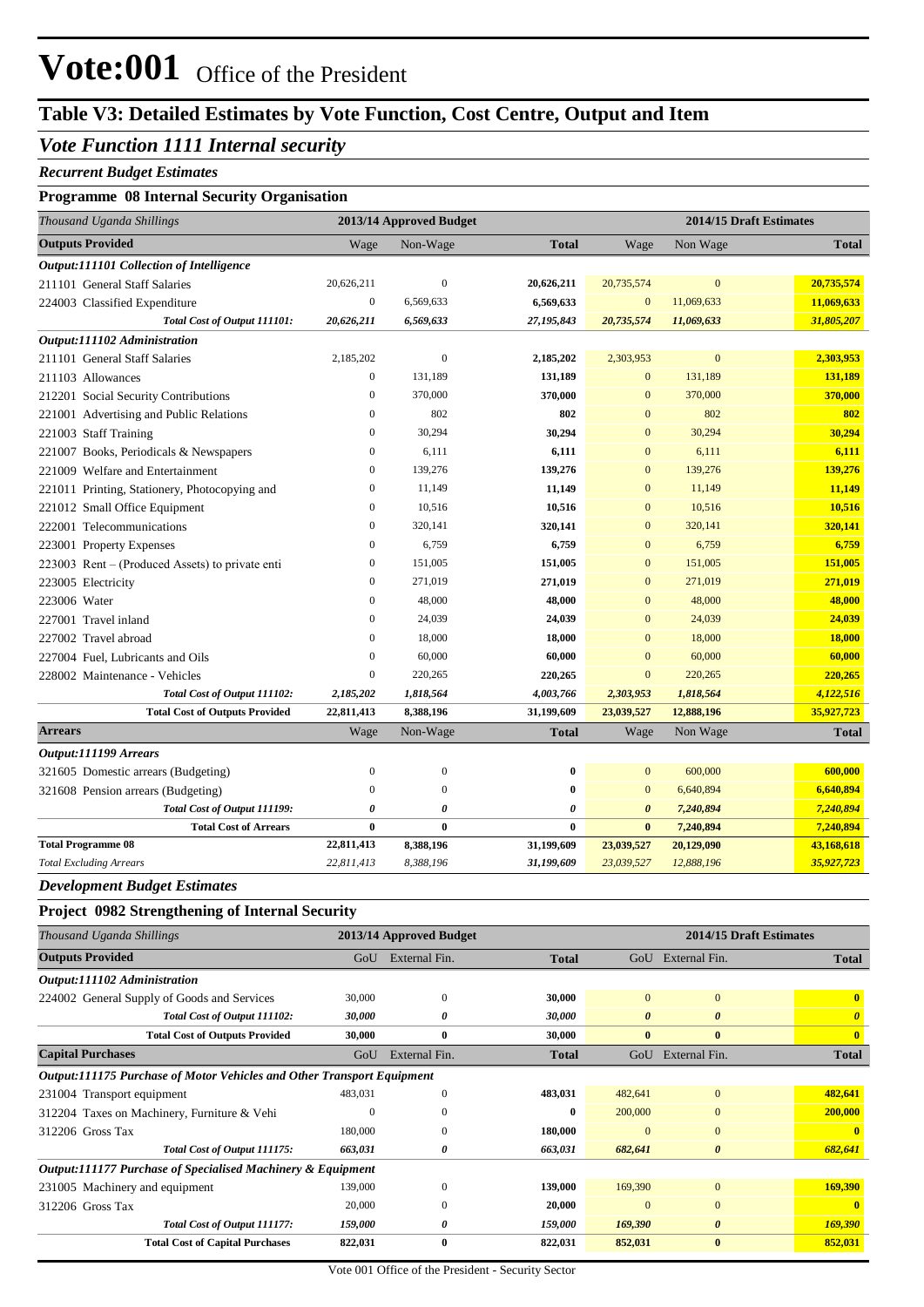# Vote:001 Office of the President

## Table V3: Detailed Estimates by Vote Function, Cost Centre, Output and Item

### *Vote Function 1111 Internal security*

***Recurrent Budget Estimates***

**Programme 08 Internal Security Organisation**

| *Thousand Uganda Shillings* | 2013/14 Approved Budget | | | 2014/15 Draft Estimates | | |
|---|---|---|---|---|---|---|
| **Outputs Provided** | Wage | Non-Wage | **Total** | Wage | Non Wage | **Total** |
| ***Output:111101 Collection of Intelligence*** | | | | | | |
| 211101 General Staff Salaries | 20,626,211 | 0 | **20,626,211** | 20,735,574 | 0 | **20,735,574** |
| 224003 Classified Expenditure | 0 | 6,569,633 | **6,569,633** | 0 | 11,069,633 | **11,069,633** |
| *Total Cost of Output 111101:* | *20,626,211* | *6,569,633* | *27,195,843* | *20,735,574* | *11,069,633* | *31,805,207* |
| ***Output:111102 Administration*** | | | | | | |
| 211101 General Staff Salaries | 2,185,202 | 0 | **2,185,202** | 2,303,953 | 0 | **2,303,953** |
| 211103 Allowances | 0 | 131,189 | **131,189** | 0 | 131,189 | **131,189** |
| 212201 Social Security Contributions | 0 | 370,000 | **370,000** | 0 | 370,000 | **370,000** |
| 221001 Advertising and Public Relations | 0 | 802 | **802** | 0 | 802 | **802** |
| 221003 Staff Training | 0 | 30,294 | **30,294** | 0 | 30,294 | **30,294** |
| 221007 Books, Periodicals & Newspapers | 0 | 6,111 | **6,111** | 0 | 6,111 | **6,111** |
| 221009 Welfare and Entertainment | 0 | 139,276 | **139,276** | 0 | 139,276 | **139,276** |
| 221011 Printing, Stationery, Photocopying and | 0 | 11,149 | **11,149** | 0 | 11,149 | **11,149** |
| 221012 Small Office Equipment | 0 | 10,516 | **10,516** | 0 | 10,516 | **10,516** |
| 222001 Telecommunications | 0 | 320,141 | **320,141** | 0 | 320,141 | **320,141** |
| 223001 Property Expenses | 0 | 6,759 | **6,759** | 0 | 6,759 | **6,759** |
| 223003 Rent – (Produced Assets) to private enti | 0 | 151,005 | **151,005** | 0 | 151,005 | **151,005** |
| 223005 Electricity | 0 | 271,019 | **271,019** | 0 | 271,019 | **271,019** |
| 223006 Water | 0 | 48,000 | **48,000** | 0 | 48,000 | **48,000** |
| 227001 Travel inland | 0 | 24,039 | **24,039** | 0 | 24,039 | **24,039** |
| 227002 Travel abroad | 0 | 18,000 | **18,000** | 0 | 18,000 | **18,000** |
| 227004 Fuel, Lubricants and Oils | 0 | 60,000 | **60,000** | 0 | 60,000 | **60,000** |
| 228002 Maintenance - Vehicles | 0 | 220,265 | **220,265** | 0 | 220,265 | **220,265** |
| *Total Cost of Output 111102:* | *2,185,202* | *1,818,564* | *4,003,766* | *2,303,953* | *1,818,564* | *4,122,516* |
| **Total Cost of Outputs Provided** | **22,811,413** | **8,388,196** | **31,199,609** | **23,039,527** | **12,888,196** | **35,927,723** |
| **Arrears** | Wage | Non-Wage | **Total** | Wage | Non Wage | **Total** |
| ***Output:111199 Arrears*** | | | | | | |
| 321605 Domestic arrears (Budgeting) | 0 | 0 | **0** | 0 | 600,000 | **600,000** |
| 321608 Pension arrears (Budgeting) | 0 | 0 | **0** | 0 | 6,640,894 | **6,640,894** |
| *Total Cost of Output 111199:* | *0* | *0* | *0* | *0* | *7,240,894* | *7,240,894* |
| **Total Cost of Arrears** | **0** | **0** | **0** | **0** | **7,240,894** | **7,240,894** |
| **Total Programme 08** | **22,811,413** | **8,388,196** | **31,199,609** | **23,039,527** | **20,129,090** | **43,168,618** |
| *Total Excluding Arrears* | *22,811,413* | *8,388,196* | *31,199,609* | *23,039,527* | *12,888,196* | *35,927,723* |

***Development Budget Estimates***

**Project 0982 Strengthening of Internal Security**

| *Thousand Uganda Shillings* | 2013/14 Approved Budget | | | 2014/15 Draft Estimates | | |
|---|---|---|---|---|---|---|
| **Outputs Provided** | GoU | External Fin. | **Total** | GoU | External Fin. | **Total** |
| ***Output:111102 Administration*** | | | | | | |
| 224002 General Supply of Goods and Services | 30,000 | 0 | **30,000** | 0 | 0 | **0** |
| *Total Cost of Output 111102:* | *30,000* | *0* | *30,000* | *0* | *0* | *0* |
| **Total Cost of Outputs Provided** | **30,000** | **0** | **30,000** | **0** | **0** | **0** |
| **Capital Purchases** | GoU | External Fin. | **Total** | GoU | External Fin. | **Total** |
| ***Output:111175 Purchase of Motor Vehicles and Other Transport Equipment*** | | | | | | |
| 231004 Transport equipment | 483,031 | 0 | **483,031** | 482,641 | 0 | **482,641** |
| 312204 Taxes on Machinery, Furniture & Vehi | 0 | 0 | **0** | 200,000 | 0 | **200,000** |
| 312206 Gross Tax | 180,000 | 0 | **180,000** | 0 | 0 | **0** |
| *Total Cost of Output 111175:* | *663,031* | *0* | *663,031* | *682,641* | *0* | *682,641* |
| ***Output:111177 Purchase of Specialised Machinery & Equipment*** | | | | | | |
| 231005 Machinery and equipment | 139,000 | 0 | **139,000** | 169,390 | 0 | **169,390** |
| 312206 Gross Tax | 20,000 | 0 | **20,000** | 0 | 0 | **0** |
| *Total Cost of Output 111177:* | *159,000* | *0* | *159,000* | *169,390* | *0* | *169,390* |
| **Total Cost of Capital Purchases** | **822,031** | **0** | **822,031** | **852,031** | **0** | **852,031** |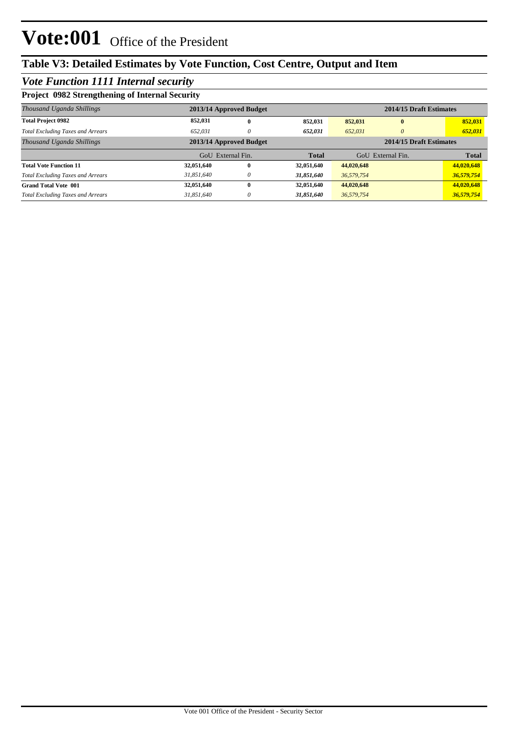# Vote:001 Office of the President

## Table V3: Detailed Estimates by Vote Function, Cost Centre, Output and Item

### *Vote Function 1111 Internal security*

**Project 0982 Strengthening of Internal Security**

| *Thousand Uganda Shillings* | 2013/14 Approved Budget | | | 2014/15 Draft Estimates | | |
|---|---|---|---|---|---|---|
| **Total Project 0982** | **852,031** | **0** | **852,031** | **852,031** | **0** | **852,031** |
| *Total Excluding Taxes and Arrears* | *652,031* | *0* | ***652,031*** | *652,031* | *0* | ***652,031*** |

| *Thousand Uganda Shillings* | 2013/14 Approved Budget | | | 2014/15 Draft Estimates | | |
|---|---|---|---|---|---|---|
| | GoU | External Fin. | Total | GoU | External Fin. | Total |
| **Total Vote Function 11** | **32,051,640** | **0** | **32,051,640** | **44,020,648** | | **44,020,648** |
| *Total Excluding Taxes and Arrears* | *31,851,640* | *0* | ***31,851,640*** | *36,579,754* | | ***36,579,754*** |
| **Grand Total Vote 001** | **32,051,640** | **0** | **32,051,640** | **44,020,648** | | **44,020,648** |
| *Total Excluding Taxes and Arrears* | *31,851,640* | *0* | ***31,851,640*** | *36,579,754* | | ***36,579,754*** |